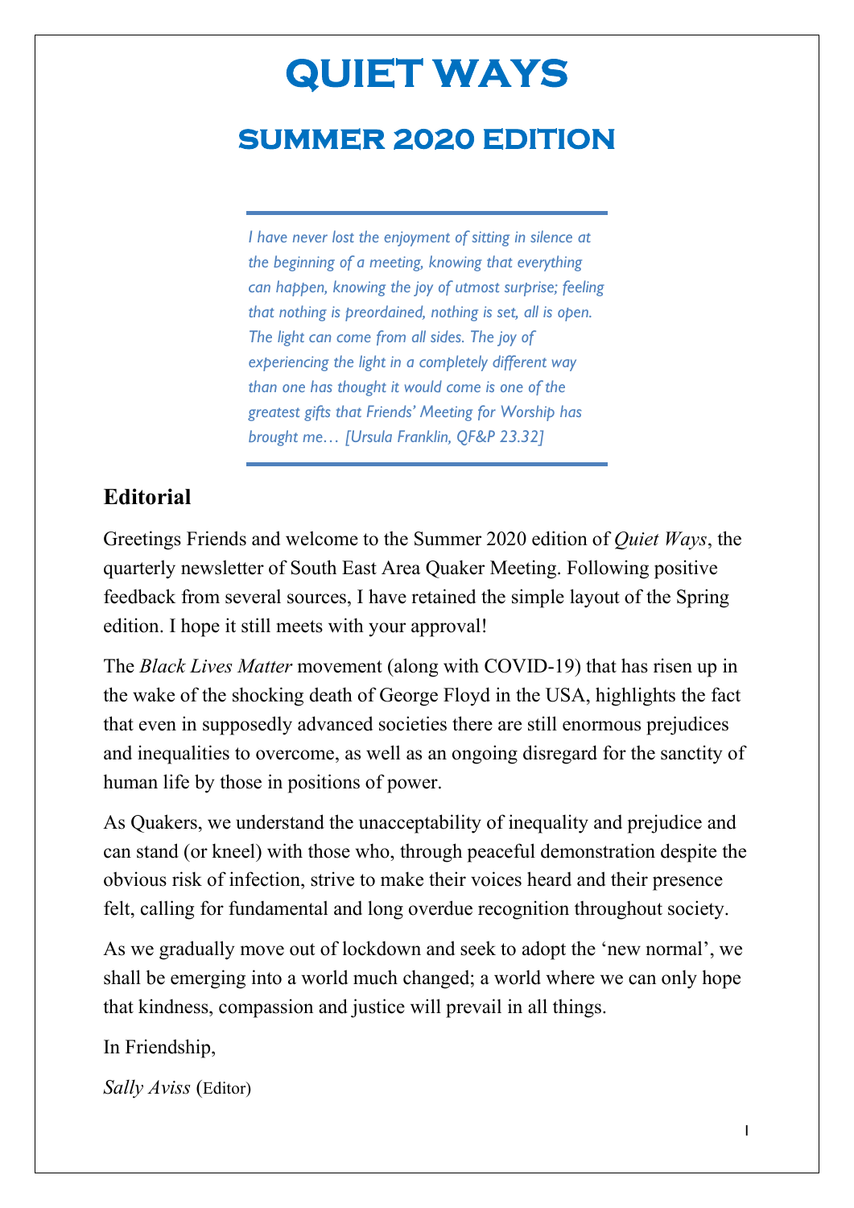# QUIET WAYS

## SUMMER 2020 EDITION

> *I have never lost the enjoyment of sitting in silence at the beginning of a meeting, knowing that everything can happen, knowing the joy of utmost surprise; feeling that nothing is preordained, nothing is set, all is open. The light can come from all sides. The joy of experiencing the light in a completely different way than one has thought it would come is one of the greatest gifts that Friends' Meeting for Worship has brought me… [Ursula Franklin, QF&P 23.32]*

### Editorial

Greetings Friends and welcome to the Summer 2020 edition of *Quiet Ways*, the quarterly newsletter of South East Area Quaker Meeting. Following positive feedback from several sources, I have retained the simple layout of the Spring edition. I hope it still meets with your approval!

The *Black Lives Matter* movement (along with COVID-19) that has risen up in the wake of the shocking death of George Floyd in the USA, highlights the fact that even in supposedly advanced societies there are still enormous prejudices and inequalities to overcome, as well as an ongoing disregard for the sanctity of human life by those in positions of power.

As Quakers, we understand the unacceptability of inequality and prejudice and can stand (or kneel) with those who, through peaceful demonstration despite the obvious risk of infection, strive to make their voices heard and their presence felt, calling for fundamental and long overdue recognition throughout society.

As we gradually move out of lockdown and seek to adopt the 'new normal', we shall be emerging into a world much changed; a world where we can only hope that kindness, compassion and justice will prevail in all things.

In Friendship,

*Sally Aviss* (Editor)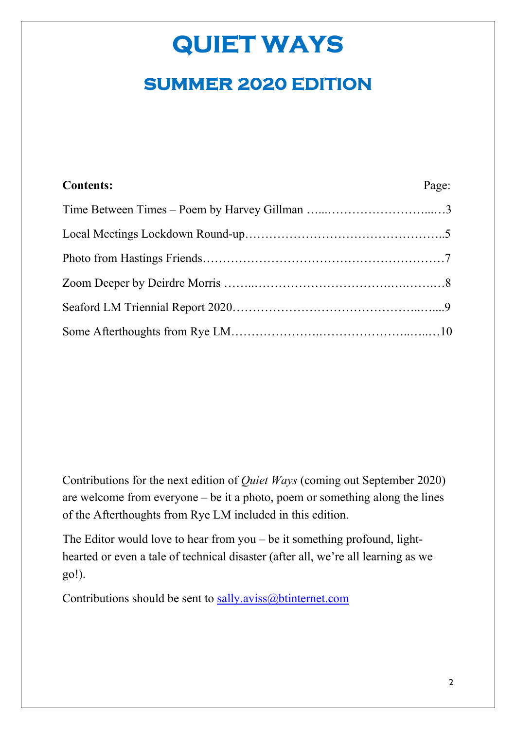# QUIET WAYS

## SUMMER 2020 EDITION

| **Contents:** | Page: |
| --- | --- |
| Time Between Times – Poem by Harvey Gillman | 3 |
| Local Meetings Lockdown Round-up | 5 |
| Photo from Hastings Friends | 7 |
| Zoom Deeper by Deirdre Morris | 8 |
| Seaford LM Triennial Report 2020 | 9 |
| Some Afterthoughts from Rye LM | 10 |

Contributions for the next edition of *Quiet Ways* (coming out September 2020) are welcome from everyone – be it a photo, poem or something along the lines of the Afterthoughts from Rye LM included in this edition.

The Editor would love to hear from you – be it something profound, light-hearted or even a tale of technical disaster (after all, we're all learning as we go!).

Contributions should be sent to sally.aviss@btinternet.com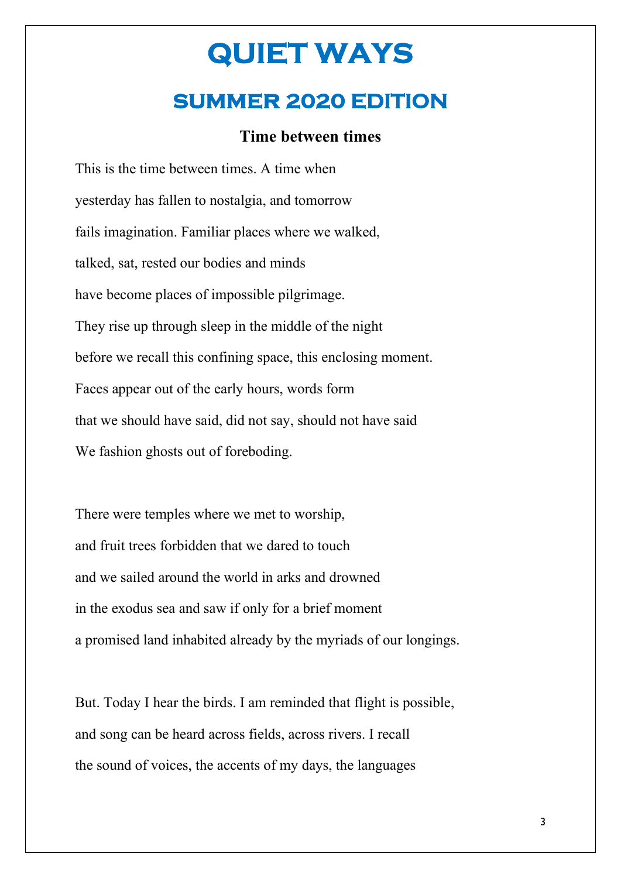# QUIET WAYS

## SUMMER 2020 EDITION

### Time between times

This is the time between times. A time when
yesterday has fallen to nostalgia, and tomorrow
fails imagination. Familiar places where we walked,
talked, sat, rested our bodies and minds
have become places of impossible pilgrimage.
They rise up through sleep in the middle of the night
before we recall this confining space, this enclosing moment.
Faces appear out of the early hours, words form
that we should have said, did not say, should not have said
We fashion ghosts out of foreboding.

There were temples where we met to worship,
and fruit trees forbidden that we dared to touch
and we sailed around the world in arks and drowned
in the exodus sea and saw if only for a brief moment
a promised land inhabited already by the myriads of our longings.

But. Today I hear the birds. I am reminded that flight is possible,
and song can be heard across fields, across rivers. I recall
the sound of voices, the accents of my days, the languages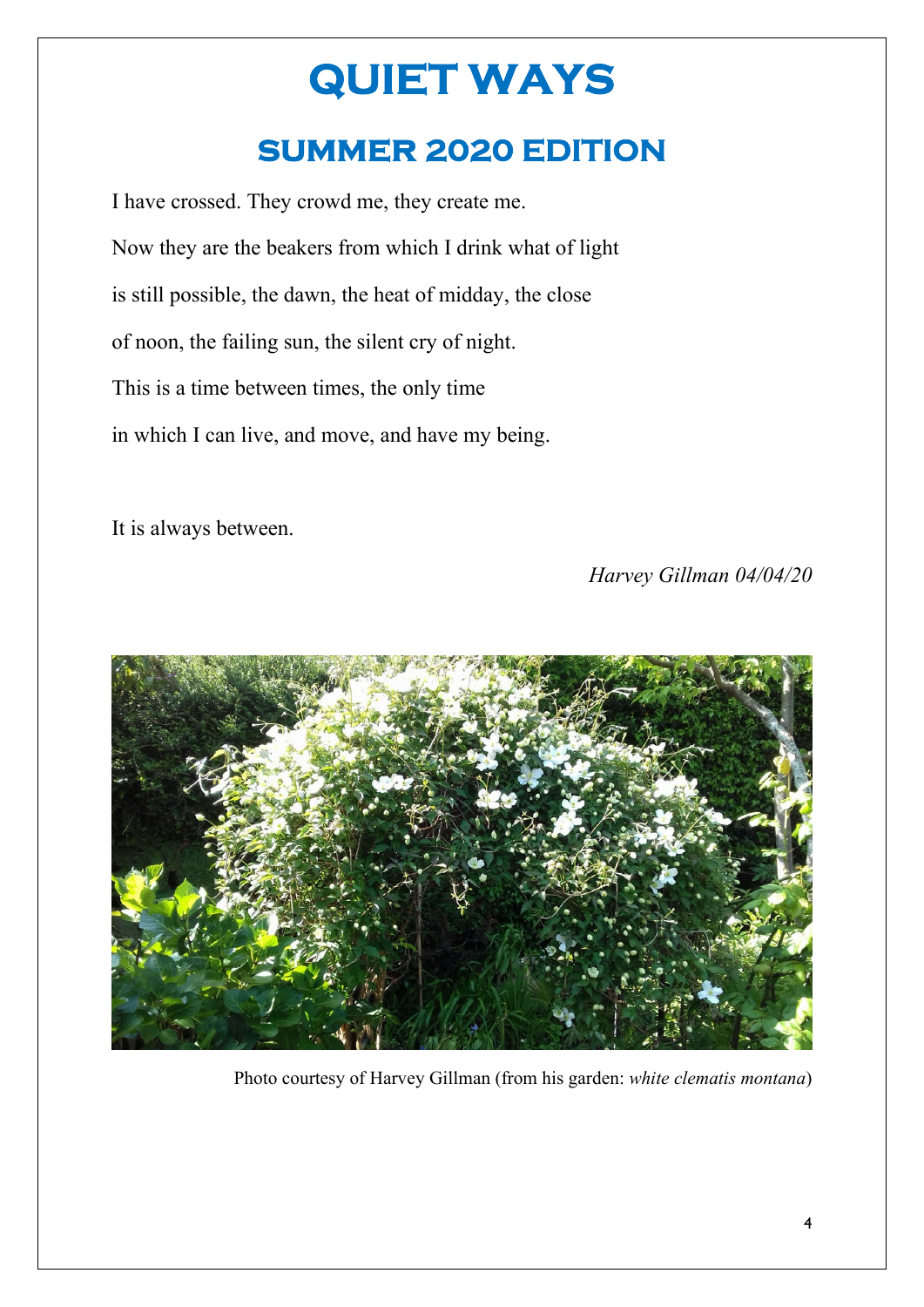# QUIET WAYS

## SUMMER 2020 EDITION

I have crossed. They crowd me, they create me.

Now they are the beakers from which I drink what of light

is still possible, the dawn, the heat of midday, the close

of noon, the failing sun, the silent cry of night.

This is a time between times, the only time

in which I can live, and move, and have my being.

It is always between.

*Harvey Gillman 04/04/20*

Photo courtesy of Harvey Gillman (from his garden: *white clematis montana*)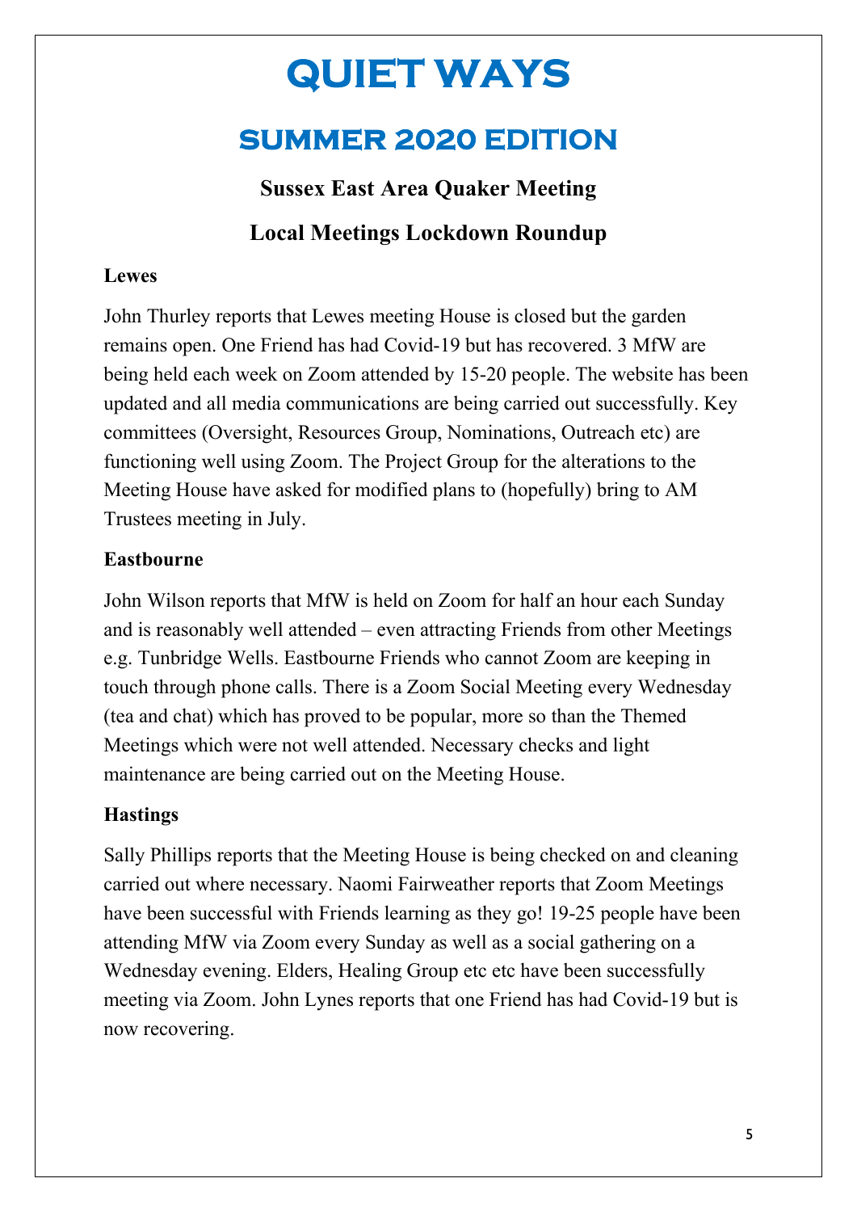# QUIET WAYS

## SUMMER 2020 EDITION

### Sussex East Area Quaker Meeting

### Local Meetings Lockdown Roundup

**Lewes**

John Thurley reports that Lewes meeting House is closed but the garden remains open. One Friend has had Covid-19 but has recovered. 3 MfW are being held each week on Zoom attended by 15-20 people. The website has been updated and all media communications are being carried out successfully. Key committees (Oversight, Resources Group, Nominations, Outreach etc) are functioning well using Zoom. The Project Group for the alterations to the Meeting House have asked for modified plans to (hopefully) bring to AM Trustees meeting in July.

**Eastbourne**

John Wilson reports that MfW is held on Zoom for half an hour each Sunday and is reasonably well attended – even attracting Friends from other Meetings e.g. Tunbridge Wells. Eastbourne Friends who cannot Zoom are keeping in touch through phone calls. There is a Zoom Social Meeting every Wednesday (tea and chat) which has proved to be popular, more so than the Themed Meetings which were not well attended. Necessary checks and light maintenance are being carried out on the Meeting House.

**Hastings**

Sally Phillips reports that the Meeting House is being checked on and cleaning carried out where necessary. Naomi Fairweather reports that Zoom Meetings have been successful with Friends learning as they go! 19-25 people have been attending MfW via Zoom every Sunday as well as a social gathering on a Wednesday evening. Elders, Healing Group etc etc have been successfully meeting via Zoom. John Lynes reports that one Friend has had Covid-19 but is now recovering.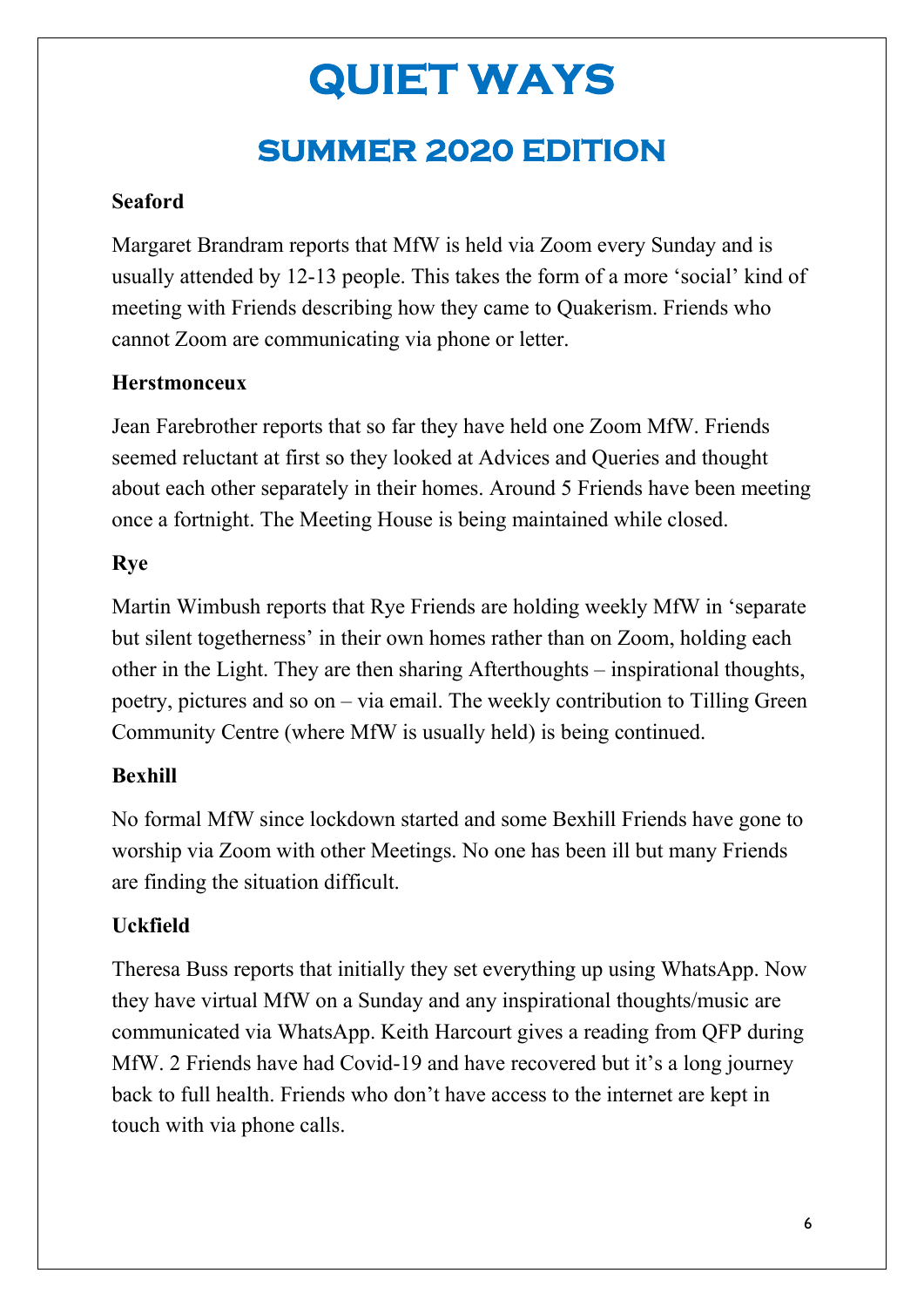# QUIET WAYS

## SUMMER 2020 EDITION

**Seaford**

Margaret Brandram reports that MfW is held via Zoom every Sunday and is usually attended by 12-13 people. This takes the form of a more 'social' kind of meeting with Friends describing how they came to Quakerism. Friends who cannot Zoom are communicating via phone or letter.

**Herstmonceux**

Jean Farebrother reports that so far they have held one Zoom MfW. Friends seemed reluctant at first so they looked at Advices and Queries and thought about each other separately in their homes. Around 5 Friends have been meeting once a fortnight. The Meeting House is being maintained while closed.

**Rye**

Martin Wimbush reports that Rye Friends are holding weekly MfW in 'separate but silent togetherness' in their own homes rather than on Zoom, holding each other in the Light. They are then sharing Afterthoughts – inspirational thoughts, poetry, pictures and so on – via email. The weekly contribution to Tilling Green Community Centre (where MfW is usually held) is being continued.

**Bexhill**

No formal MfW since lockdown started and some Bexhill Friends have gone to worship via Zoom with other Meetings. No one has been ill but many Friends are finding the situation difficult.

**Uckfield**

Theresa Buss reports that initially they set everything up using WhatsApp. Now they have virtual MfW on a Sunday and any inspirational thoughts/music are communicated via WhatsApp. Keith Harcourt gives a reading from QFP during MfW. 2 Friends have had Covid-19 and have recovered but it's a long journey back to full health. Friends who don't have access to the internet are kept in touch with via phone calls.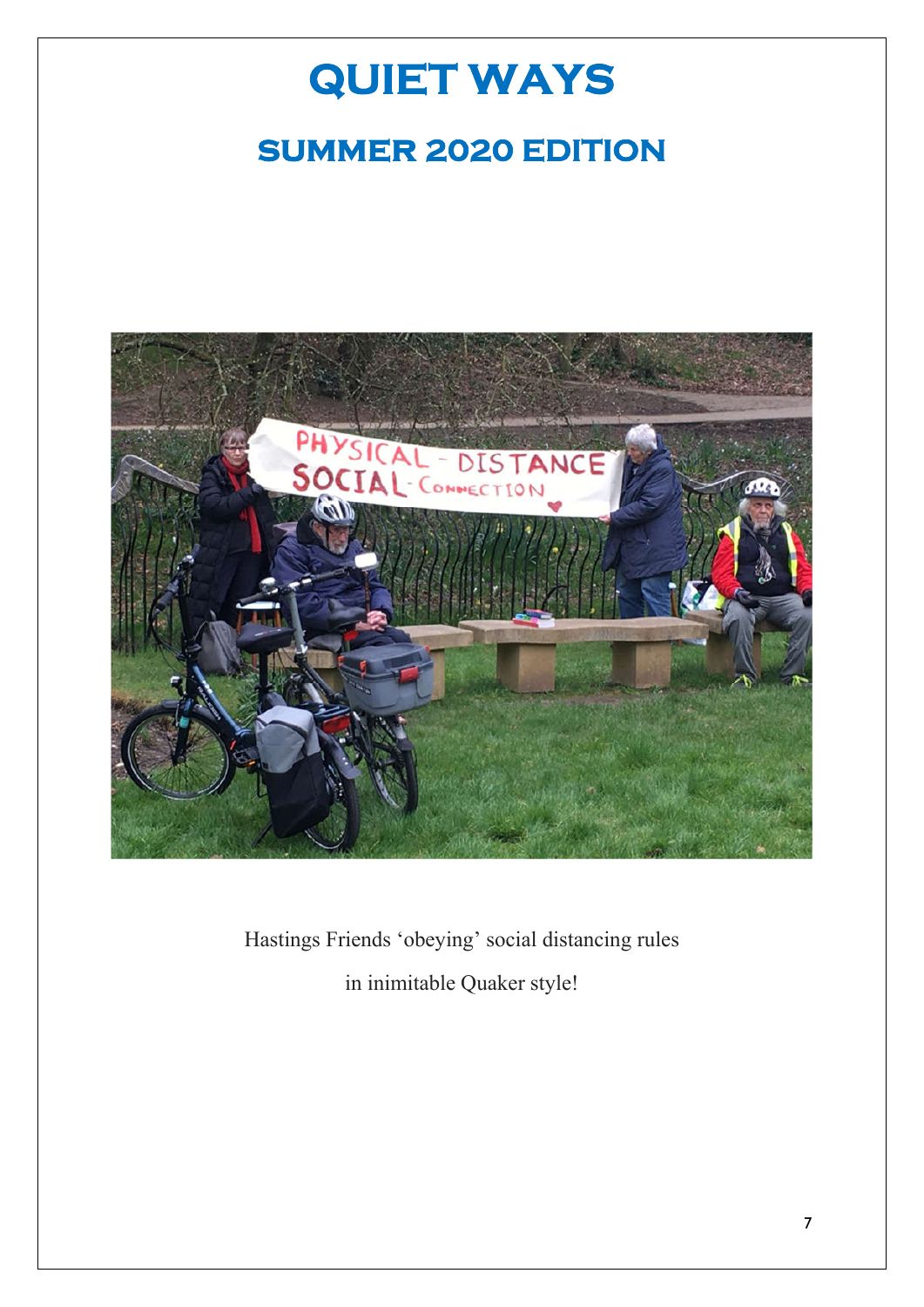# QUIET WAYS

## SUMMER 2020 EDITION

Hastings Friends ‘obeying’ social distancing rules

in inimitable Quaker style!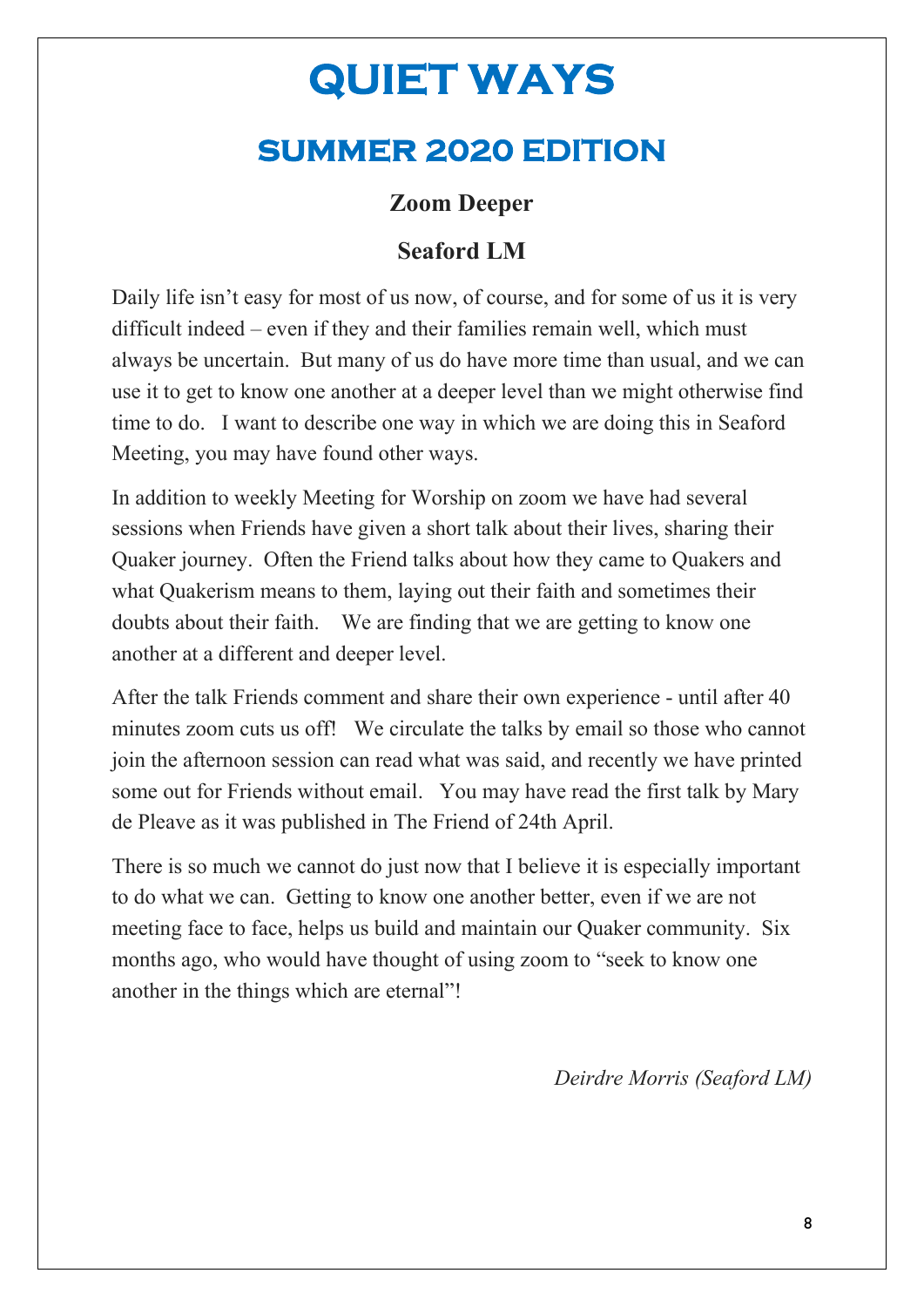# QUIET WAYS

## SUMMER 2020 EDITION

### Zoom Deeper

### Seaford LM

Daily life isn't easy for most of us now, of course, and for some of us it is very difficult indeed – even if they and their families remain well, which must always be uncertain. But many of us do have more time than usual, and we can use it to get to know one another at a deeper level than we might otherwise find time to do. I want to describe one way in which we are doing this in Seaford Meeting, you may have found other ways.

In addition to weekly Meeting for Worship on zoom we have had several sessions when Friends have given a short talk about their lives, sharing their Quaker journey. Often the Friend talks about how they came to Quakers and what Quakerism means to them, laying out their faith and sometimes their doubts about their faith. We are finding that we are getting to know one another at a different and deeper level.

After the talk Friends comment and share their own experience - until after 40 minutes zoom cuts us off! We circulate the talks by email so those who cannot join the afternoon session can read what was said, and recently we have printed some out for Friends without email. You may have read the first talk by Mary de Pleave as it was published in The Friend of 24th April.

There is so much we cannot do just now that I believe it is especially important to do what we can. Getting to know one another better, even if we are not meeting face to face, helps us build and maintain our Quaker community. Six months ago, who would have thought of using zoom to "seek to know one another in the things which are eternal"!

*Deirdre Morris (Seaford LM)*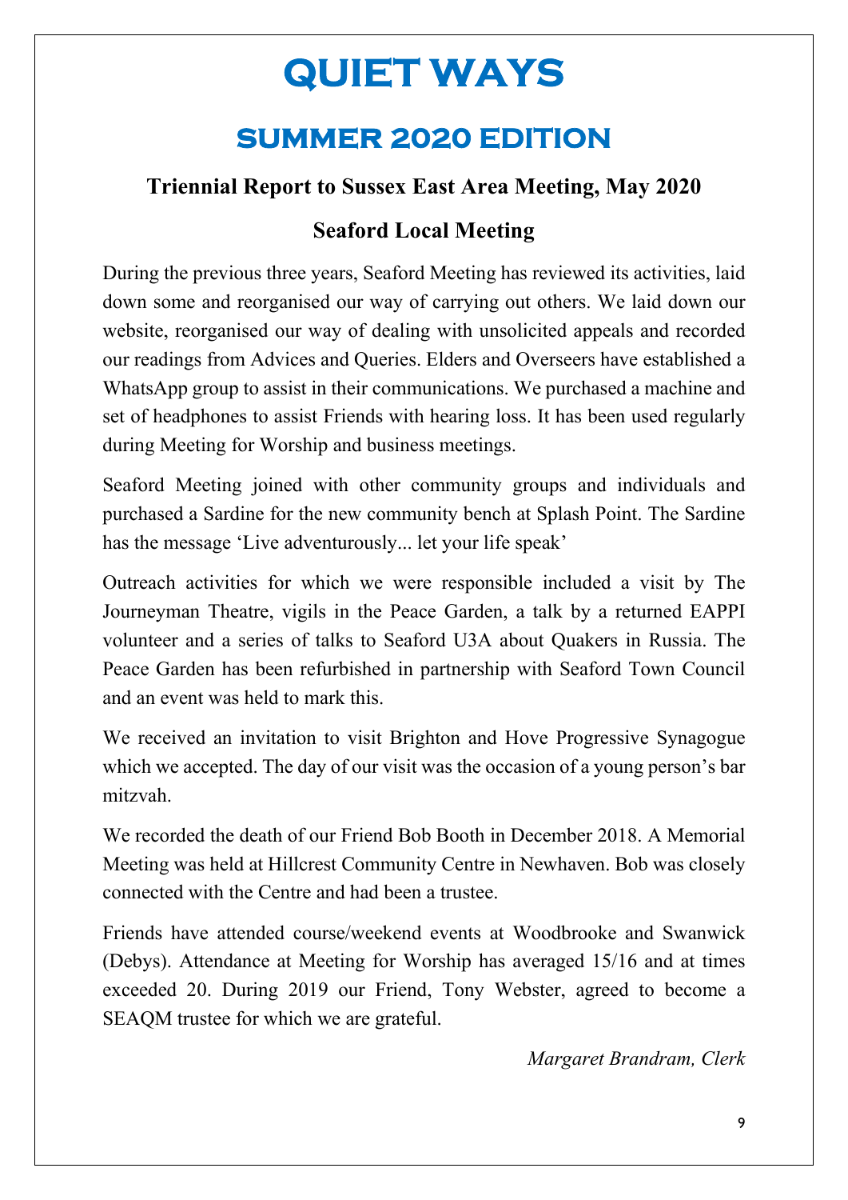# QUIET WAYS

## SUMMER 2020 EDITION

### Triennial Report to Sussex East Area Meeting, May 2020

### Seaford Local Meeting

During the previous three years, Seaford Meeting has reviewed its activities, laid down some and reorganised our way of carrying out others. We laid down our website, reorganised our way of dealing with unsolicited appeals and recorded our readings from Advices and Queries. Elders and Overseers have established a WhatsApp group to assist in their communications. We purchased a machine and set of headphones to assist Friends with hearing loss. It has been used regularly during Meeting for Worship and business meetings.

Seaford Meeting joined with other community groups and individuals and purchased a Sardine for the new community bench at Splash Point. The Sardine has the message 'Live adventurously... let your life speak'

Outreach activities for which we were responsible included a visit by The Journeyman Theatre, vigils in the Peace Garden, a talk by a returned EAPPI volunteer and a series of talks to Seaford U3A about Quakers in Russia. The Peace Garden has been refurbished in partnership with Seaford Town Council and an event was held to mark this.

We received an invitation to visit Brighton and Hove Progressive Synagogue which we accepted. The day of our visit was the occasion of a young person's bar mitzvah.

We recorded the death of our Friend Bob Booth in December 2018. A Memorial Meeting was held at Hillcrest Community Centre in Newhaven. Bob was closely connected with the Centre and had been a trustee.

Friends have attended course/weekend events at Woodbrooke and Swanwick (Debys). Attendance at Meeting for Worship has averaged 15/16 and at times exceeded 20. During 2019 our Friend, Tony Webster, agreed to become a SEAQM trustee for which we are grateful.

*Margaret Brandram, Clerk*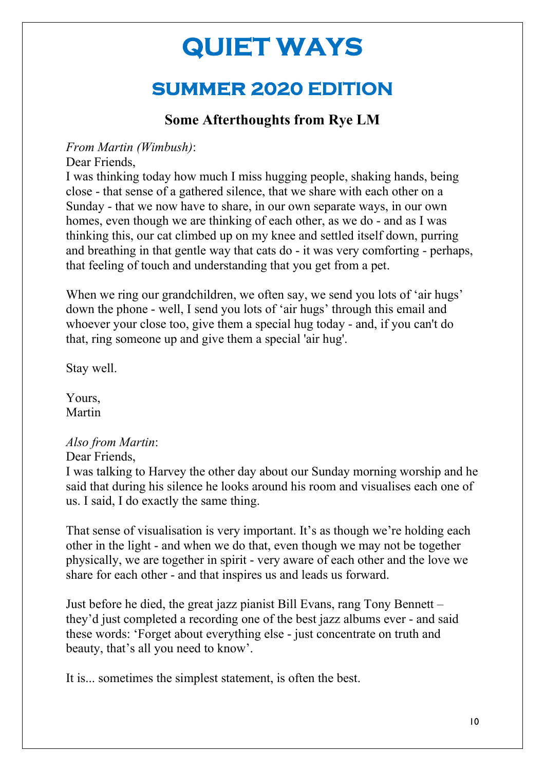# QUIET WAYS

## SUMMER 2020 EDITION

### Some Afterthoughts from Rye LM

*From Martin (Wimbush)*:

Dear Friends,

I was thinking today how much I miss hugging people, shaking hands, being close - that sense of a gathered silence, that we share with each other on a Sunday - that we now have to share, in our own separate ways, in our own homes, even though we are thinking of each other, as we do - and as I was thinking this, our cat climbed up on my knee and settled itself down, purring and breathing in that gentle way that cats do - it was very comforting - perhaps, that feeling of touch and understanding that you get from a pet.

When we ring our grandchildren, we often say, we send you lots of 'air hugs' down the phone - well, I send you lots of 'air hugs' through this email and whoever your close too, give them a special hug today - and, if you can't do that, ring someone up and give them a special 'air hug'.

Stay well.

Yours,
Martin

*Also from Martin*:

Dear Friends,

I was talking to Harvey the other day about our Sunday morning worship and he said that during his silence he looks around his room and visualises each one of us. I said, I do exactly the same thing.

That sense of visualisation is very important. It's as though we're holding each other in the light - and when we do that, even though we may not be together physically, we are together in spirit - very aware of each other and the love we share for each other - and that inspires us and leads us forward.

Just before he died, the great jazz pianist Bill Evans, rang Tony Bennett – they'd just completed a recording one of the best jazz albums ever - and said these words: 'Forget about everything else - just concentrate on truth and beauty, that's all you need to know'.

It is... sometimes the simplest statement, is often the best.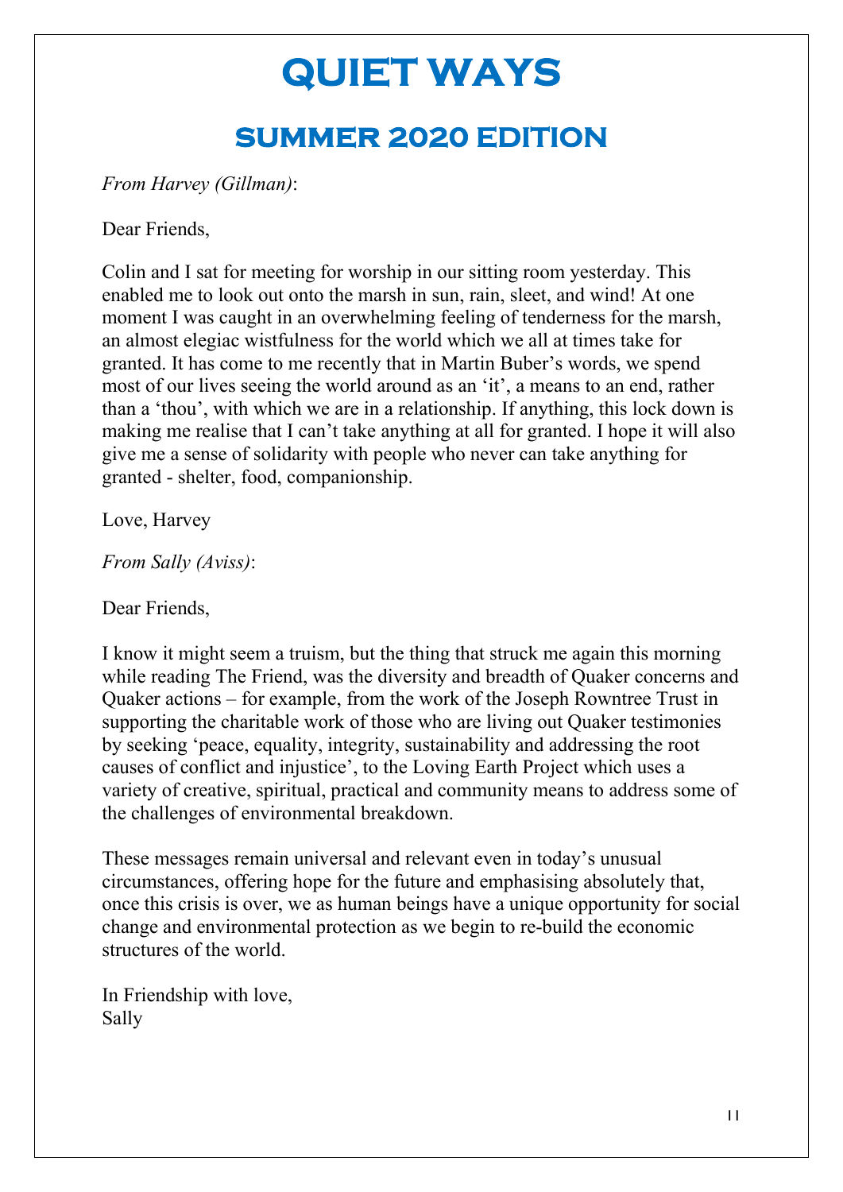# QUIET WAYS

## SUMMER 2020 EDITION

*From Harvey (Gillman)*:

Dear Friends,

Colin and I sat for meeting for worship in our sitting room yesterday. This enabled me to look out onto the marsh in sun, rain, sleet, and wind! At one moment I was caught in an overwhelming feeling of tenderness for the marsh, an almost elegiac wistfulness for the world which we all at times take for granted. It has come to me recently that in Martin Buber's words, we spend most of our lives seeing the world around as an 'it', a means to an end, rather than a 'thou', with which we are in a relationship. If anything, this lock down is making me realise that I can't take anything at all for granted. I hope it will also give me a sense of solidarity with people who never can take anything for granted - shelter, food, companionship.

Love, Harvey

*From Sally (Aviss)*:

Dear Friends,

I know it might seem a truism, but the thing that struck me again this morning while reading The Friend, was the diversity and breadth of Quaker concerns and Quaker actions – for example, from the work of the Joseph Rowntree Trust in supporting the charitable work of those who are living out Quaker testimonies by seeking 'peace, equality, integrity, sustainability and addressing the root causes of conflict and injustice', to the Loving Earth Project which uses a variety of creative, spiritual, practical and community means to address some of the challenges of environmental breakdown.

These messages remain universal and relevant even in today's unusual circumstances, offering hope for the future and emphasising absolutely that, once this crisis is over, we as human beings have a unique opportunity for social change and environmental protection as we begin to re-build the economic structures of the world.

In Friendship with love,
Sally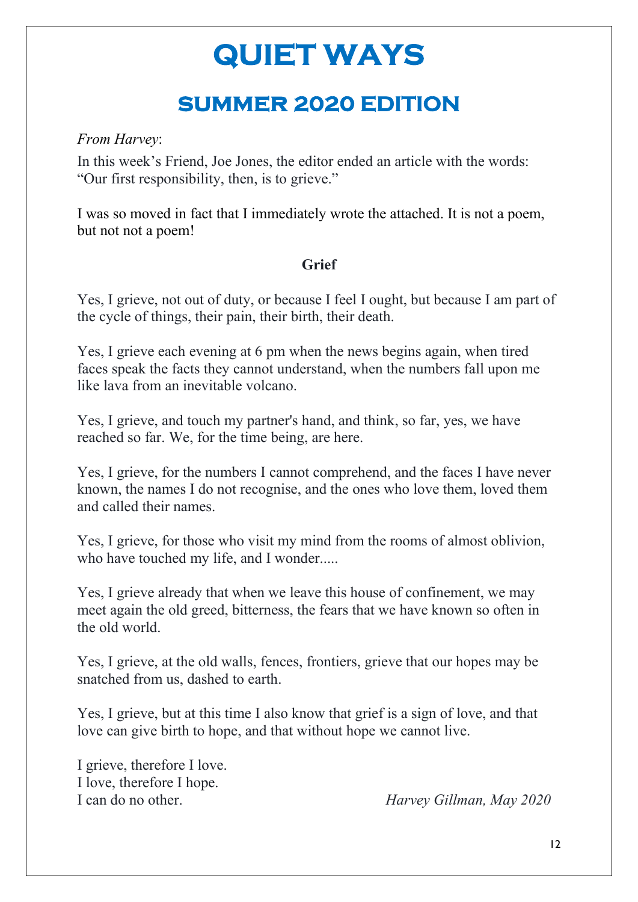# QUIET WAYS

## SUMMER 2020 EDITION

*From Harvey*:

In this week's Friend, Joe Jones, the editor ended an article with the words: "Our first responsibility, then, is to grieve."

I was so moved in fact that I immediately wrote the attached. It is not a poem, but not not a poem!

### Grief

Yes, I grieve, not out of duty, or because I feel I ought, but because I am part of the cycle of things, their pain, their birth, their death.

Yes, I grieve each evening at 6 pm when the news begins again, when tired faces speak the facts they cannot understand, when the numbers fall upon me like lava from an inevitable volcano.

Yes, I grieve, and touch my partner's hand, and think, so far, yes, we have reached so far. We, for the time being, are here.

Yes, I grieve, for the numbers I cannot comprehend, and the faces I have never known, the names I do not recognise, and the ones who love them, loved them and called their names.

Yes, I grieve, for those who visit my mind from the rooms of almost oblivion, who have touched my life, and I wonder.....

Yes, I grieve already that when we leave this house of confinement, we may meet again the old greed, bitterness, the fears that we have known so often in the old world.

Yes, I grieve, at the old walls, fences, frontiers, grieve that our hopes may be snatched from us, dashed to earth.

Yes, I grieve, but at this time I also know that grief is a sign of love, and that love can give birth to hope, and that without hope we cannot live.

I grieve, therefore I love.  
I love, therefore I hope.  
I can do no other.

*Harvey Gillman, May 2020*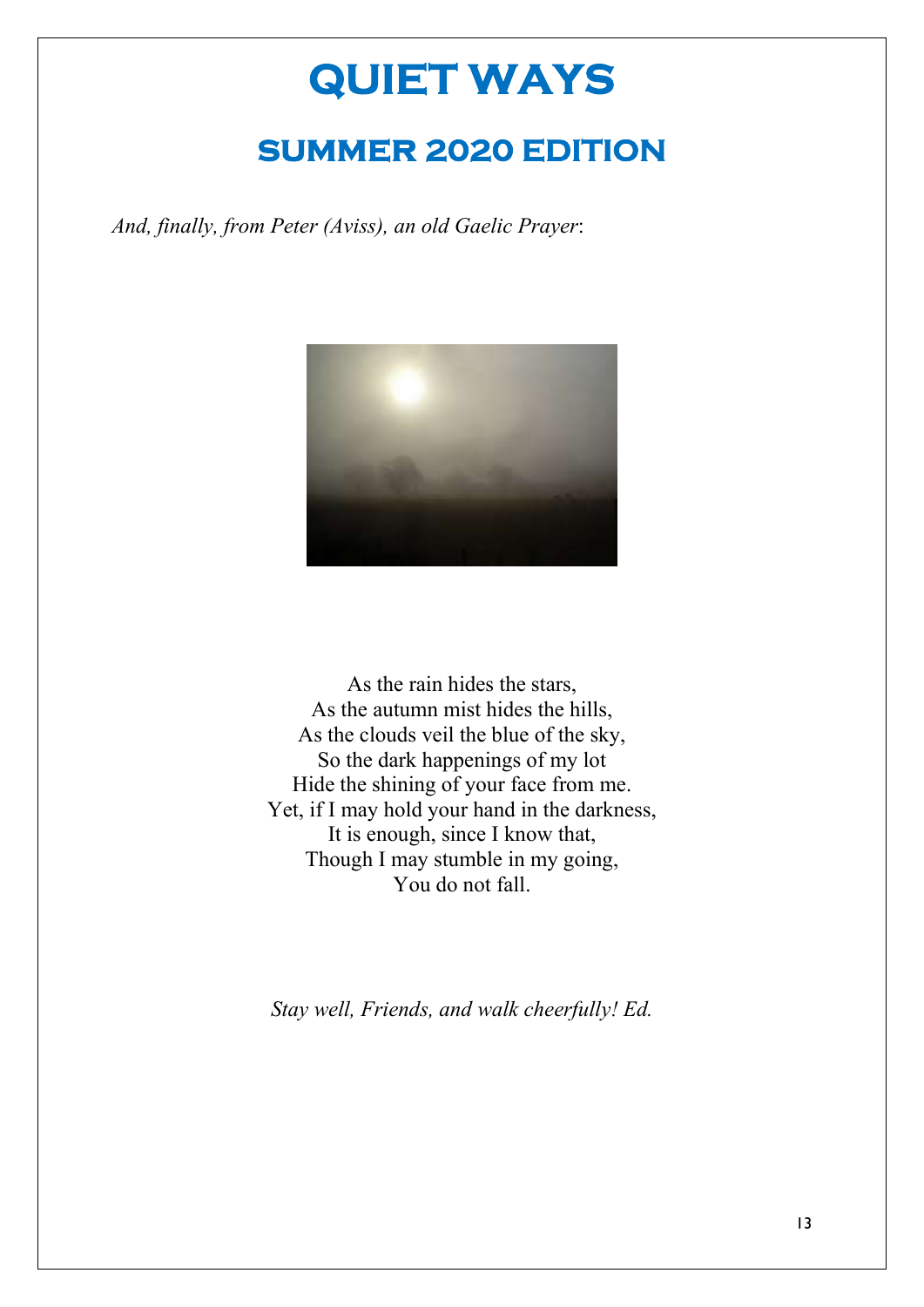# QUIET WAYS

## SUMMER 2020 EDITION

*And, finally, from Peter (Aviss), an old Gaelic Prayer*:

As the rain hides the stars,
As the autumn mist hides the hills,
As the clouds veil the blue of the sky,
So the dark happenings of my lot
Hide the shining of your face from me.
Yet, if I may hold your hand in the darkness,
It is enough, since I know that,
Though I may stumble in my going,
You do not fall.

*Stay well, Friends, and walk cheerfully! Ed.*